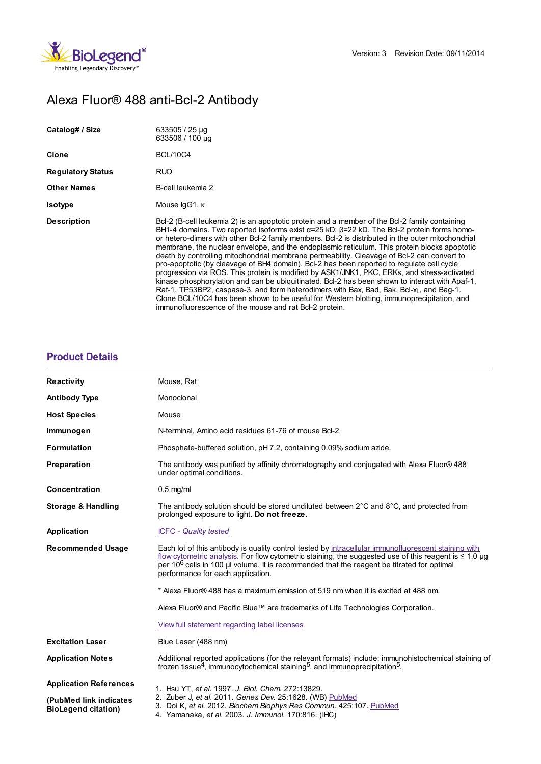Version: 3 Revision Date: 09/11/2014

# Alexa Fluor® 488 anti-Bcl-2 Antibody

| | |
|---|---|
| **Catalog# / Size** | 633505 / 25 µg<br>633506 / 100 µg |
| **Clone** | BCL/10C4 |
| **Regulatory Status** | RUO |
| **Other Names** | B-cell leukemia 2 |
| **Isotype** | Mouse IgG1, κ |
| **Description** | Bcl-2 (B-cell leukemia 2) is an apoptotic protein and a member of the Bcl-2 family containing BH1-4 domains. Two reported isoforms exist α=25 kD; β=22 kD. The Bcl-2 protein forms homo- or hetero-dimers with other Bcl-2 family members. Bcl-2 is distributed in the outer mitochondrial membrane, the nuclear envelope, and the endoplasmic reticulum. This protein blocks apoptotic death by controlling mitochondrial membrane permeability. Cleavage of Bcl-2 can convert to pro-apoptotic (by cleavage of BH4 domain). Bcl-2 has been reported to regulate cell cycle progression via ROS. This protein is modified by ASK1/JNK1, PKC, ERKs, and stress-activated kinase phosphorylation and can be ubiquitinated. Bcl-2 has been shown to interact with Apaf-1, Raf-1, TP53BP2, caspase-3, and form heterodimers with Bax, Bad, Bak, Bcl-$x_L$, and Bag-1. Clone BCL/10C4 has been shown to be useful for Western blotting, immunoprecipitation, and immunofluorescence of the mouse and rat Bcl-2 protein. |

## Product Details

| | |
|---|---|
| **Reactivity** | Mouse, Rat |
| **Antibody Type** | Monoclonal |
| **Host Species** | Mouse |
| **Immunogen** | N-terminal, Amino acid residues 61-76 of mouse Bcl-2 |
| **Formulation** | Phosphate-buffered solution, pH 7.2, containing 0.09% sodium azide. |
| **Preparation** | The antibody was purified by affinity chromatography and conjugated with Alexa Fluor® 488 under optimal conditions. |
| **Concentration** | 0.5 mg/ml |
| **Storage & Handling** | The antibody solution should be stored undiluted between 2°C and 8°C, and protected from prolonged exposure to light. **Do not freeze.** |
| **Application** | ICFC - *Quality tested* |
| **Recommended Usage** | Each lot of this antibody is quality control tested by intracellular immunofluorescent staining with flow cytometric analysis. For flow cytometric staining, the suggested use of this reagent is ≤ 1.0 µg per $10^6$ cells in 100 µl volume. It is recommended that the reagent be titrated for optimal performance for each application.<br><br>* Alexa Fluor® 488 has a maximum emission of 519 nm when it is excited at 488 nm.<br><br>Alexa Fluor® and Pacific Blue™ are trademarks of Life Technologies Corporation.<br><br>View full statement regarding label licenses |
| **Excitation Laser** | Blue Laser (488 nm) |
| **Application Notes** | Additional reported applications (for the relevant formats) include: immunohistochemical staining of frozen tissue[4], immunocytochemical staining[5], and immunoprecipitation[5]. |
| **Application References**<br><br>**(PubMed link indicates BioLegend citation)** | 1. Hsu YT, *et al.* 1997. *J. Biol. Chem.* 272:13829.<br>2. Zuber J, *et al.* 2011. *Genes Dev.* 25:1628. (WB) PubMed<br>3. Doi K, *et al.* 2012. *Biochem Biophys Res Commun.* 425:107. PubMed<br>4. Yamanaka, *et al.* 2003. *J. Immunol.* 170:816. (IHC) |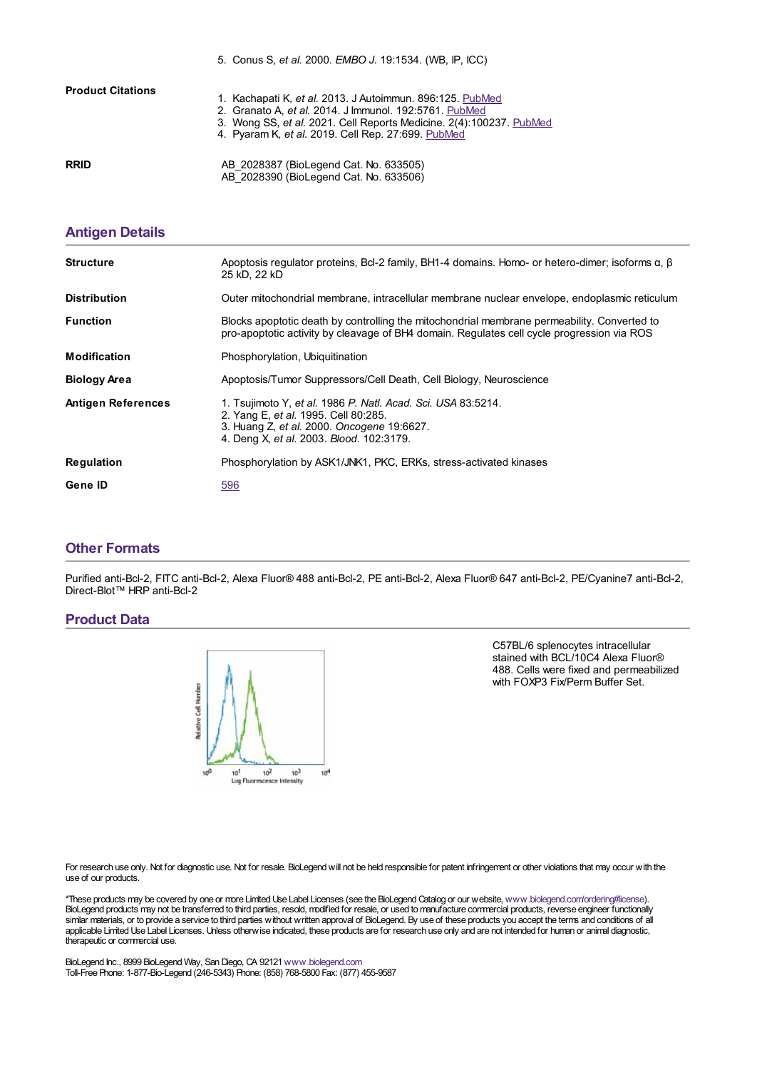5. Conus S, *et al.* 2000. *EMBO J.* 19:1534. (WB, IP, ICC)

**Product Citations**

1. Kachapati K, *et al.* 2013. J Autoimmun. 896:125. PubMed
2. Granato A, *et al.* 2014. J Immunol. 192:5761. PubMed
3. Wong SS, *et al.* 2021. Cell Reports Medicine. 2(4):100237. PubMed
4. Pyaram K, *et al.* 2019. Cell Rep. 27:699. PubMed

**RRID**

AB_2028387 (BioLegend Cat. No. 633505)
AB_2028390 (BioLegend Cat. No. 633506)

## Antigen Details

**Structure**
Apoptosis regulator proteins, Bcl-2 family, BH1-4 domains. Homo- or hetero-dimer; isoforms α, β 25 kD, 22 kD

**Distribution**
Outer mitochondrial membrane, intracellular membrane nuclear envelope, endoplasmic reticulum

**Function**
Blocks apoptotic death by controlling the mitochondrial membrane permeability. Converted to pro-apoptotic activity by cleavage of BH4 domain. Regulates cell cycle progression via ROS

**Modification**
Phosphorylation, Ubiquitination

**Biology Area**
Apoptosis/Tumor Suppressors/Cell Death, Cell Biology, Neuroscience

**Antigen References**

1. Tsujimoto Y, *et al.* 1986 *P. Natl. Acad. Sci. USA* 83:5214.
2. Yang E, *et al.* 1995. Cell 80:285.
3. Huang Z, *et al.* 2000. *Oncogene* 19:6627.
4. Deng X, *et al.* 2003. *Blood.* 102:3179.

**Regulation**
Phosphorylation by ASK1/JNK1, PKC, ERKs, stress-activated kinases

**Gene ID**
596

## Other Formats

Purified anti-Bcl-2, FITC anti-Bcl-2, Alexa Fluor® 488 anti-Bcl-2, PE anti-Bcl-2, Alexa Fluor® 647 anti-Bcl-2, PE/Cyanine7 anti-Bcl-2, Direct-Blot™ HRP anti-Bcl-2

## Product Data

Relative Cell Number
$10^0$ $10^1$ $10^2$ $10^3$ $10^4$
Log Fluorescence Intensity

C57BL/6 splenocytes intracellular stained with BCL/10C4 Alexa Fluor® 488. Cells were fixed and permeabilized with FOXP3 Fix/Perm Buffer Set.

For research use only. Not for diagnostic use. Not for resale. BioLegend will not be held responsible for patent infringement or other violations that may occur with the use of our products.

*These products may be covered by one or more Limited Use Label Licenses (see the BioLegend Catalog or our website, www.biolegend.com/ordering#license). BioLegend products may not be transferred to third parties, resold, modified for resale, or used to manufacture commercial products, reverse engineer functionally similar materials, or to provide a service to third parties without written approval of BioLegend. By use of these products you accept the terms and conditions of all applicable Limited Use Label Licenses. Unless otherwise indicated, these products are for research use only and are not intended for human or animal diagnostic, therapeutic or commercial use.

BioLegend Inc., 8999 BioLegend Way, San Diego, CA 92121 www.biolegend.com
Toll-Free Phone: 1-877-Bio-Legend (246-5343) Phone: (858) 768-5800 Fax: (877) 455-9587